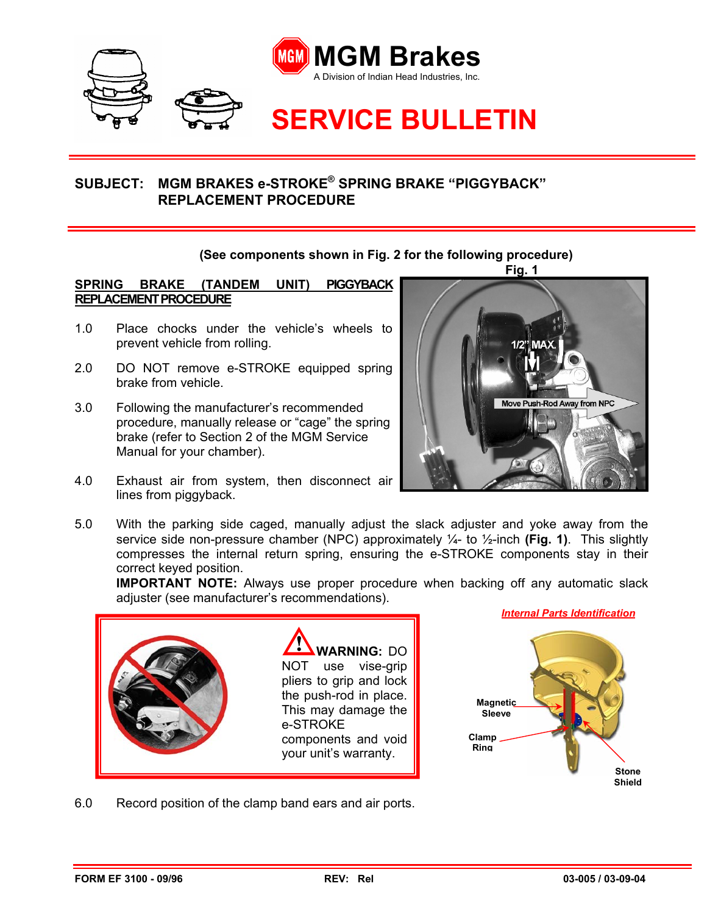# MGM Brakes

A Division of Indian Head Industries, Inc.

# SERVICE BULLETIN

## SUBJECT: MGM BRAKES e-STROKE® SPRING BRAKE "PIGGYBACK" REPLACEMENT PROCEDURE

**(See components shown in Fig. 2 for the following procedure)**

### SPRING BRAKE (TANDEM UNIT) PIGGYBACK REPLACEMENT PROCEDURE

1.0 Place chocks under the vehicle's wheels to prevent vehicle from rolling.

2.0 DO NOT remove e-STROKE equipped spring brake from vehicle.

3.0 Following the manufacturer's recommended procedure, manually release or "cage" the spring brake (refer to Section 2 of the MGM Service Manual for your chamber).

4.0 Exhaust air from system, then disconnect air lines from piggyback.

Fig. 1

1/2" MAX.

Move Push-Rod Away from NPC

5.0 With the parking side caged, manually adjust the slack adjuster and yoke away from the service side non-pressure chamber (NPC) approximately ¼- to ½-inch **(Fig. 1)**. This slightly compresses the internal return spring, ensuring the e-STROKE components stay in their correct keyed position.
**IMPORTANT NOTE:** Always use proper procedure when backing off any automatic slack adjuster (see manufacturer's recommendations).

**WARNING:** DO NOT use vise-grip pliers to grip and lock the push-rod in place. This may damage the e-STROKE components and void your unit's warranty.

***Internal Parts Identification***

Magnetic Sleeve

Clamp Ring

Stone Shield

6.0 Record position of the clamp band ears and air ports.

FORM EF 3100 - 09/96 | REV: Rel | 03-005 / 03-09-04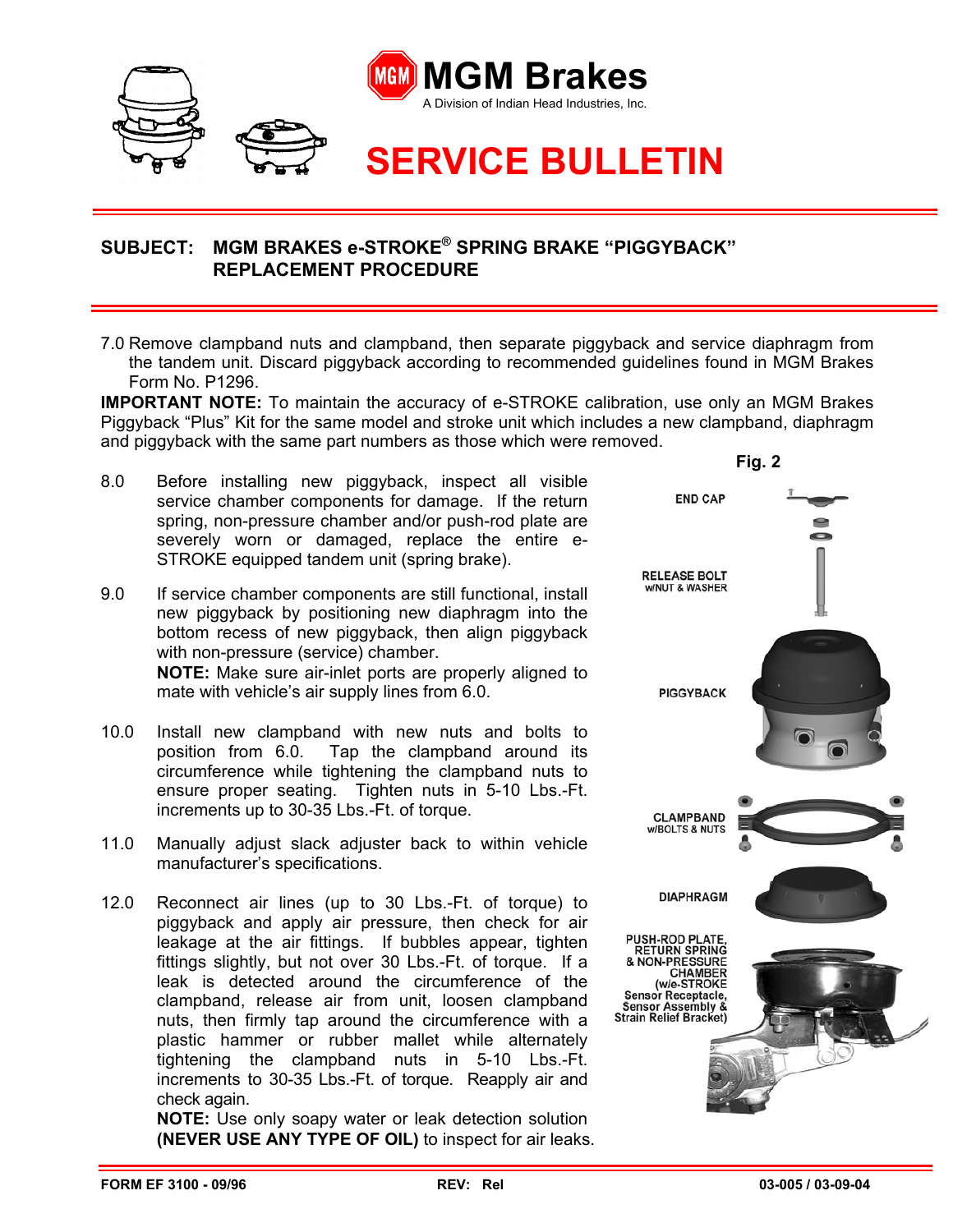# MGM Brakes

A Division of Indian Head Industries, Inc.

# SERVICE BULLETIN

## SUBJECT: MGM BRAKES e-STROKE® SPRING BRAKE "PIGGYBACK" REPLACEMENT PROCEDURE

7.0 Remove clampband nuts and clampband, then separate piggyback and service diaphragm from the tandem unit. Discard piggyback according to recommended guidelines found in MGM Brakes Form No. P1296.

**IMPORTANT NOTE:** To maintain the accuracy of e-STROKE calibration, use only an MGM Brakes Piggyback "Plus" Kit for the same model and stroke unit which includes a new clampband, diaphragm and piggyback with the same part numbers as those which were removed.

8.0 Before installing new piggyback, inspect all visible service chamber components for damage. If the return spring, non-pressure chamber and/or push-rod plate are severely worn or damaged, replace the entire e-STROKE equipped tandem unit (spring brake).

9.0 If service chamber components are still functional, install new piggyback by positioning new diaphragm into the bottom recess of new piggyback, then align piggyback with non-pressure (service) chamber.
**NOTE:** Make sure air-inlet ports are properly aligned to mate with vehicle's air supply lines from 6.0.

10.0 Install new clampband with new nuts and bolts to position from 6.0. Tap the clampband around its circumference while tightening the clampband nuts to ensure proper seating. Tighten nuts in 5-10 Lbs.-Ft. increments up to 30-35 Lbs.-Ft. of torque.

11.0 Manually adjust slack adjuster back to within vehicle manufacturer's specifications.

12.0 Reconnect air lines (up to 30 Lbs.-Ft. of torque) to piggyback and apply air pressure, then check for air leakage at the air fittings. If bubbles appear, tighten fittings slightly, but not over 30 Lbs.-Ft. of torque. If a leak is detected around the circumference of the clampband, release air from unit, loosen clampband nuts, then firmly tap around the circumference with a plastic hammer or rubber mallet while alternately tightening the clampband nuts in 5-10 Lbs.-Ft. increments to 30-35 Lbs.-Ft. of torque. Reapply air and check again.
**NOTE:** Use only soapy water or leak detection solution **(NEVER USE ANY TYPE OF OIL)** to inspect for air leaks.

**Fig. 2**

END CAP

RELEASE BOLT w/NUT & WASHER

PIGGYBACK

CLAMPBAND w/BOLTS & NUTS

DIAPHRAGM

PUSH-ROD PLATE, RETURN SPRING & NON-PRESSURE CHAMBER (w/e-STROKE Sensor Receptacle, Sensor Assembly & Strain Relief Bracket)

**FORM EF 3100 - 09/96** **REV: Rel** **03-005 / 03-09-04**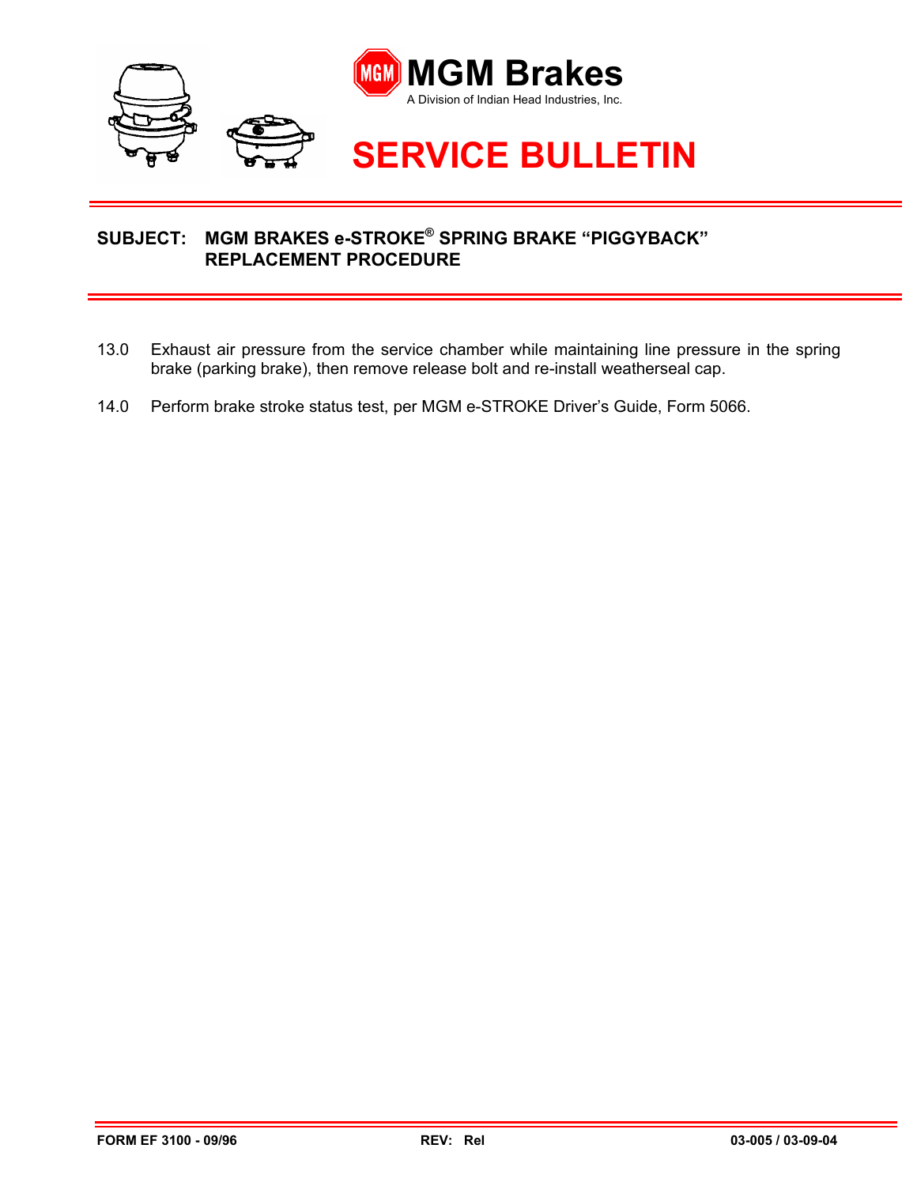13.0 Exhaust air pressure from the service chamber while maintaining line pressure in the spring brake (parking brake), then remove release bolt and re-install weatherseal cap.

14.0 Perform brake stroke status test, per MGM e-STROKE Driver's Guide, Form 5066.